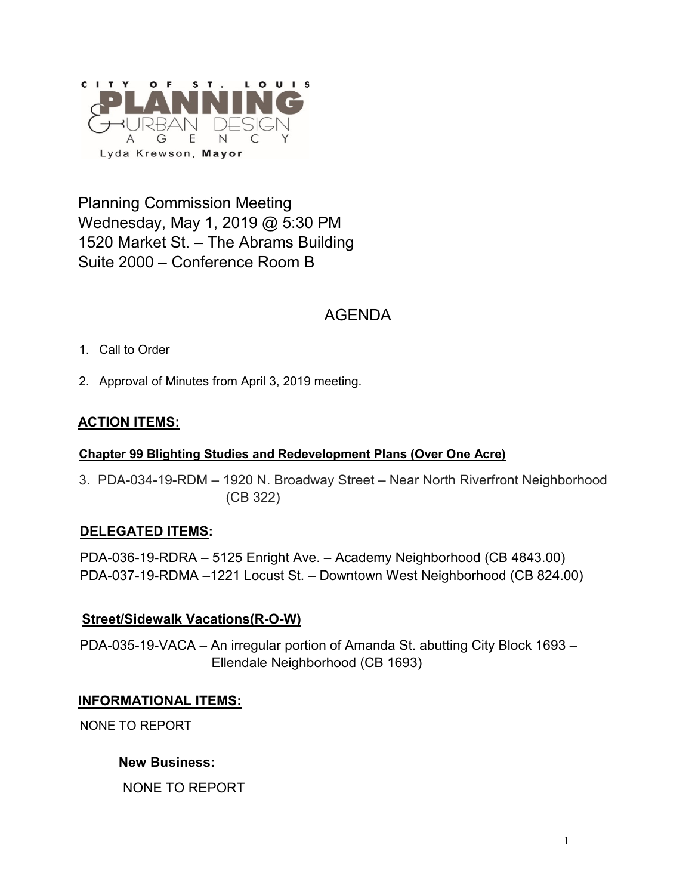CITY OF ST. LOUIS
PLANNING & URBAN DESIGN AGENCY
Lyda Krewson, **Mayor**

Planning Commission Meeting
Wednesday, May 1, 2019 @ 5:30 PM
1520 Market St. – The Abrams Building
Suite 2000 – Conference Room B

# AGENDA

1. Call to Order
2. Approval of Minutes from April 3, 2019 meeting.

## ACTION ITEMS:

### Chapter 99 Blighting Studies and Redevelopment Plans (Over One Acre)

3. PDA-034-19-RDM – 1920 N. Broadway Street – Near North Riverfront Neighborhood (CB 322)

## DELEGATED ITEMS:

PDA-036-19-RDRA – 5125 Enright Ave. – Academy Neighborhood (CB 4843.00)
PDA-037-19-RDMA –1221 Locust St. – Downtown West Neighborhood (CB 824.00)

### Street/Sidewalk Vacations(R-O-W)

PDA-035-19-VACA – An irregular portion of Amanda St. abutting City Block 1693 – Ellendale Neighborhood (CB 1693)

## INFORMATIONAL ITEMS:

NONE TO REPORT

**New Business:**

NONE TO REPORT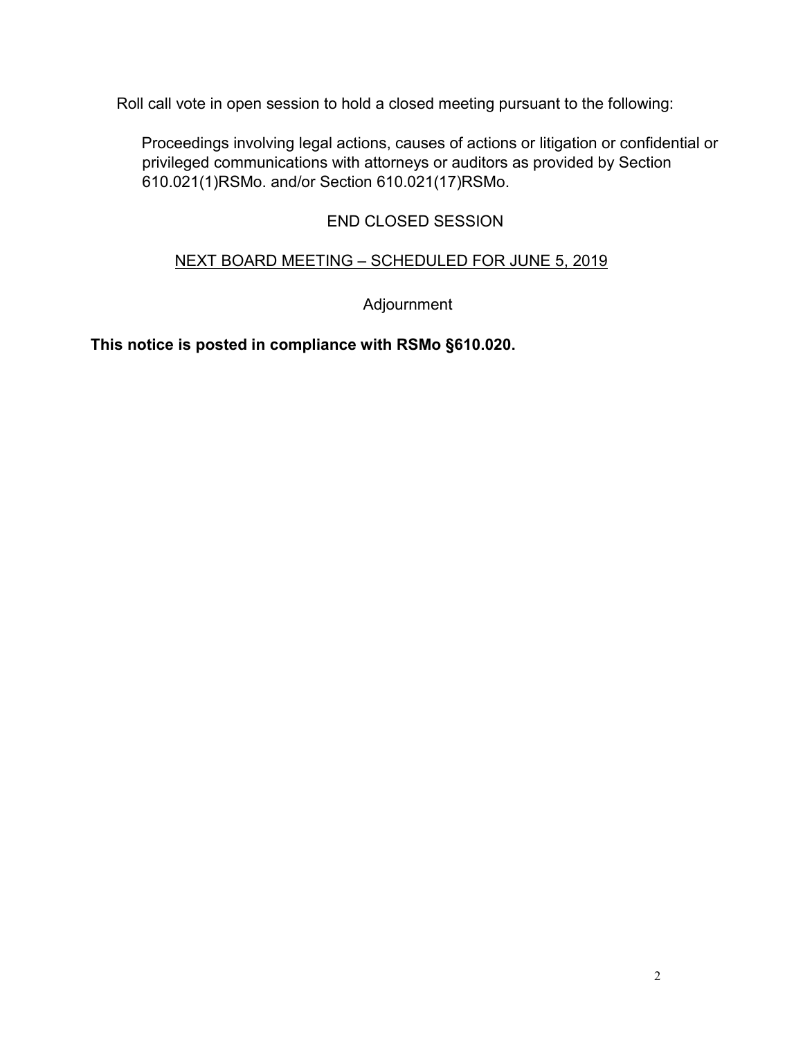Roll call vote in open session to hold a closed meeting pursuant to the following:

Proceedings involving legal actions, causes of actions or litigation or confidential or privileged communications with attorneys or auditors as provided by Section 610.021(1)RSMo. and/or Section 610.021(17)RSMo.

END CLOSED SESSION

<u>NEXT BOARD MEETING – SCHEDULED FOR JUNE 5, 2019</u>

Adjournment

**This notice is posted in compliance with RSMo §610.020.**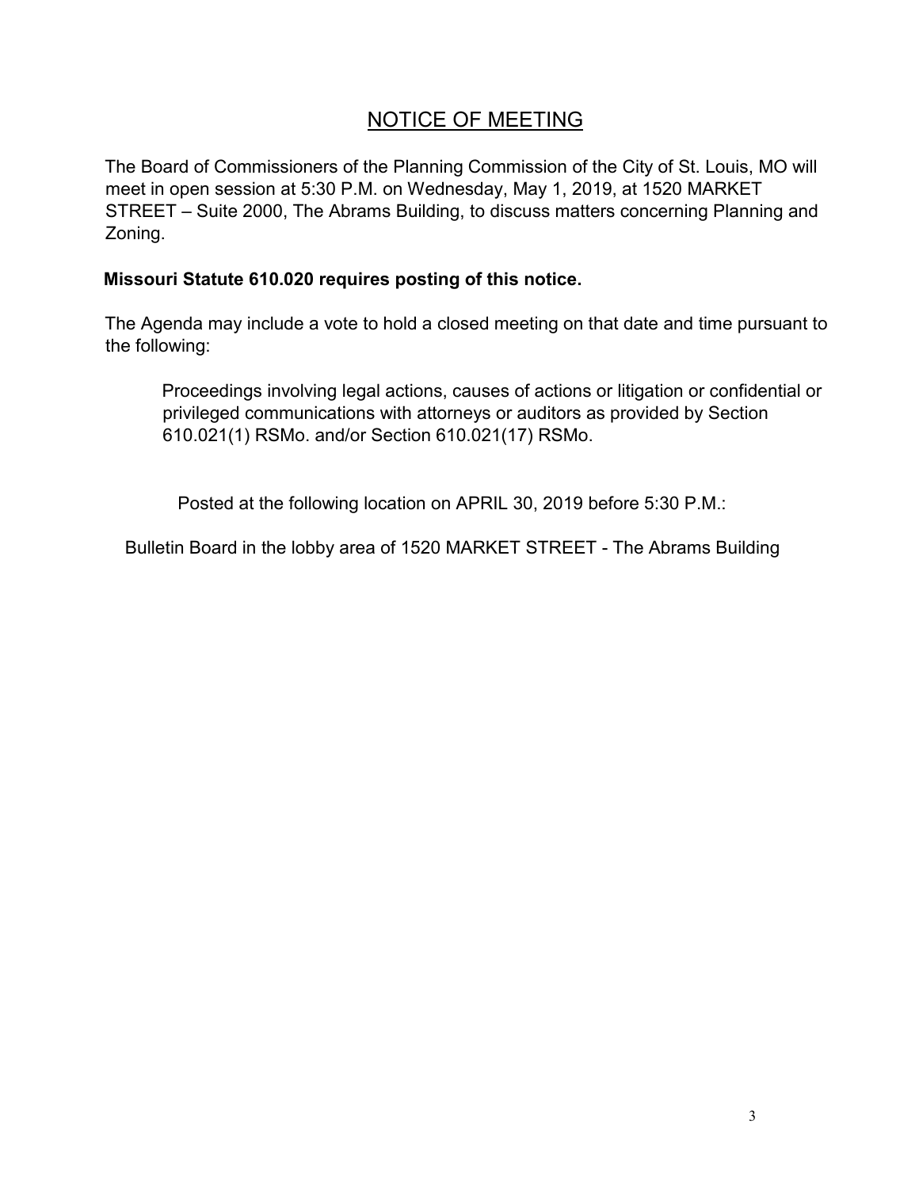# NOTICE OF MEETING

The Board of Commissioners of the Planning Commission of the City of St. Louis, MO will meet in open session at 5:30 P.M. on Wednesday, May 1, 2019, at 1520 MARKET STREET – Suite 2000, The Abrams Building, to discuss matters concerning Planning and Zoning.

**Missouri Statute 610.020 requires posting of this notice.**

The Agenda may include a vote to hold a closed meeting on that date and time pursuant to the following:

> Proceedings involving legal actions, causes of actions or litigation or confidential or privileged communications with attorneys or auditors as provided by Section 610.021(1) RSMo. and/or Section 610.021(17) RSMo.

Posted at the following location on APRIL 30, 2019 before 5:30 P.M.:

Bulletin Board in the lobby area of 1520 MARKET STREET - The Abrams Building